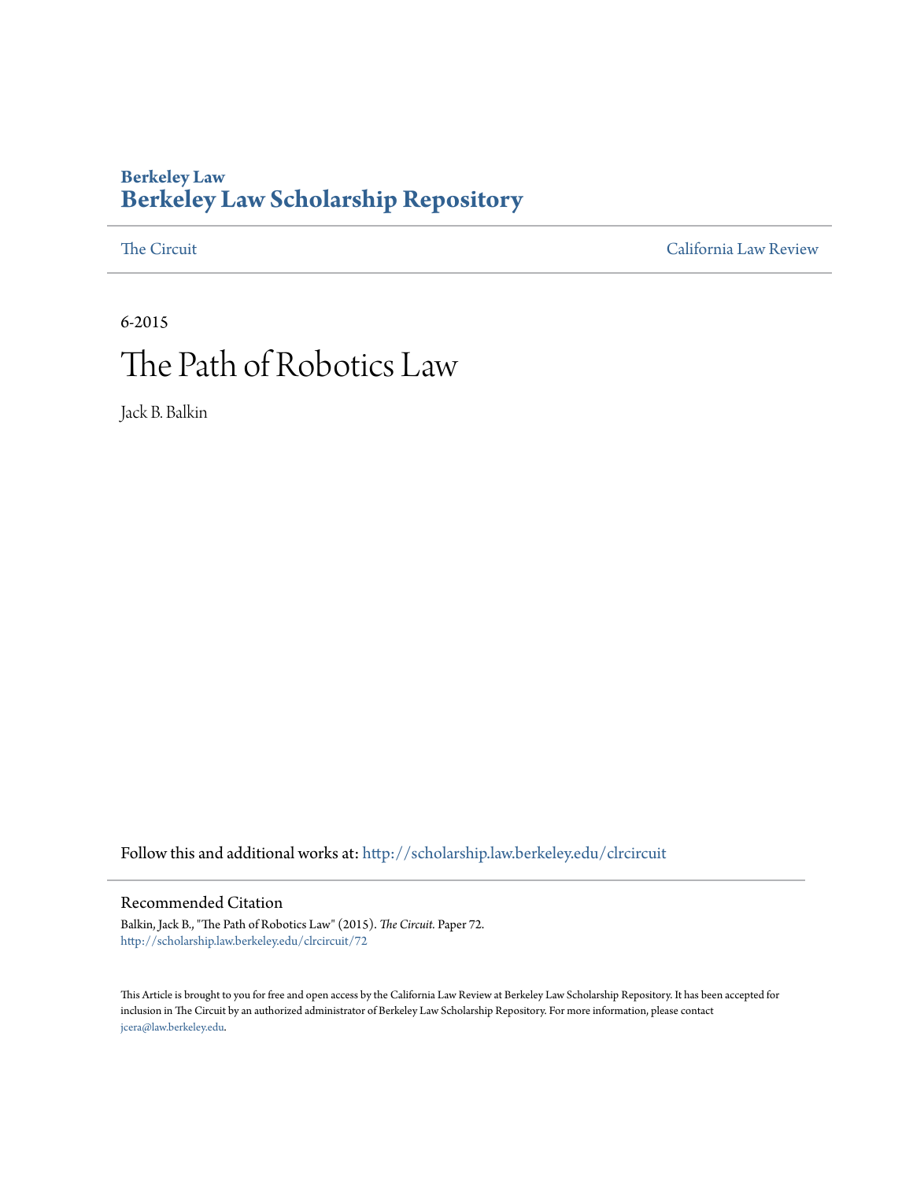**Berkeley Law**
# Berkeley Law Scholarship Repository

The Circuit | California Law Review

6-2015

# The Path of Robotics Law

Jack B. Balkin

Follow this and additional works at: http://scholarship.law.berkeley.edu/clrcircuit

## Recommended Citation

Balkin, Jack B., "The Path of Robotics Law" (2015). *The Circuit.* Paper 72.
http://scholarship.law.berkeley.edu/clrcircuit/72

This Article is brought to you for free and open access by the California Law Review at Berkeley Law Scholarship Repository. It has been accepted for inclusion in The Circuit by an authorized administrator of Berkeley Law Scholarship Repository. For more information, please contact jcera@law.berkeley.edu.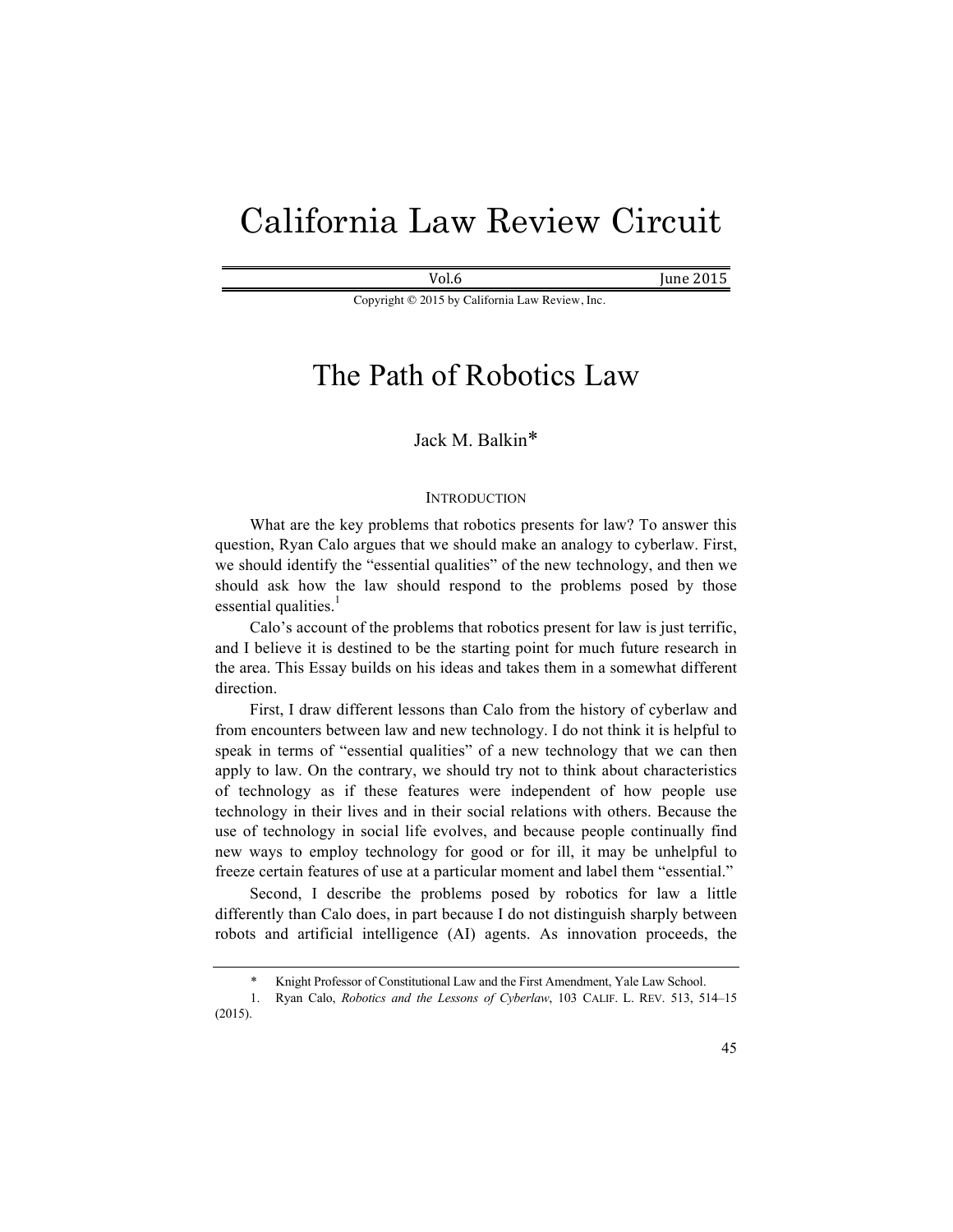# California Law Review Circuit

Vol.6 June 2015

Copyright © 2015 by California Law Review, Inc.

# The Path of Robotics Law

Jack M. Balkin*

## INTRODUCTION

What are the key problems that robotics presents for law? To answer this question, Ryan Calo argues that we should make an analogy to cyberlaw. First, we should identify the "essential qualities" of the new technology, and then we should ask how the law should respond to the problems posed by those essential qualities.[1]

Calo's account of the problems that robotics present for law is just terrific, and I believe it is destined to be the starting point for much future research in the area. This Essay builds on his ideas and takes them in a somewhat different direction.

First, I draw different lessons than Calo from the history of cyberlaw and from encounters between law and new technology. I do not think it is helpful to speak in terms of "essential qualities" of a new technology that we can then apply to law. On the contrary, we should try not to think about characteristics of technology as if these features were independent of how people use technology in their lives and in their social relations with others. Because the use of technology in social life evolves, and because people continually find new ways to employ technology for good or for ill, it may be unhelpful to freeze certain features of use at a particular moment and label them "essential."

Second, I describe the problems posed by robotics for law a little differently than Calo does, in part because I do not distinguish sharply between robots and artificial intelligence (AI) agents. As innovation proceeds, the

---

\* Knight Professor of Constitutional Law and the First Amendment, Yale Law School.

1. Ryan Calo, *Robotics and the Lessons of Cyberlaw*, 103 CALIF. L. REV. 513, 514–15 (2015).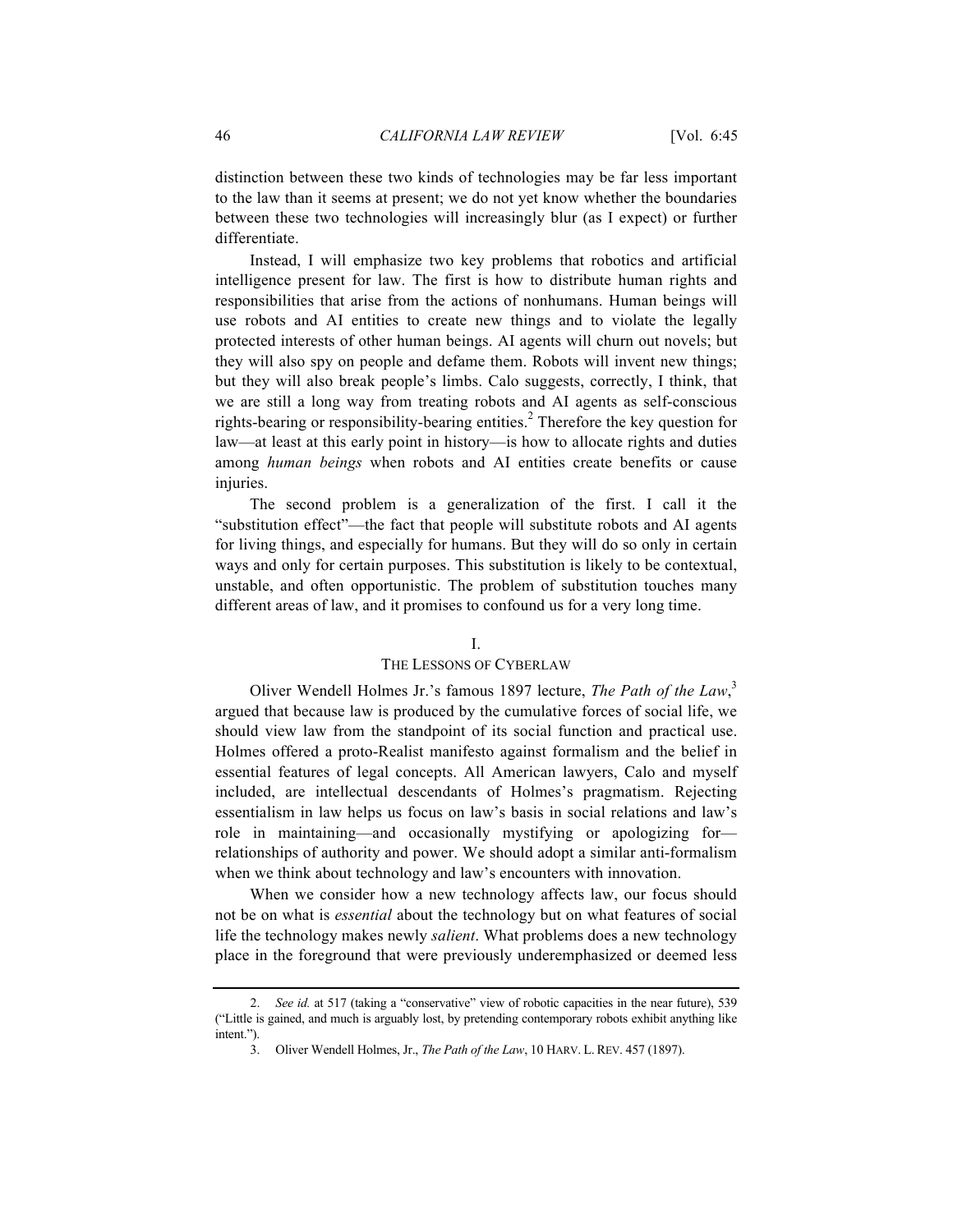distinction between these two kinds of technologies may be far less important to the law than it seems at present; we do not yet know whether the boundaries between these two technologies will increasingly blur (as I expect) or further differentiate.

Instead, I will emphasize two key problems that robotics and artificial intelligence present for law. The first is how to distribute human rights and responsibilities that arise from the actions of nonhumans. Human beings will use robots and AI entities to create new things and to violate the legally protected interests of other human beings. AI agents will churn out novels; but they will also spy on people and defame them. Robots will invent new things; but they will also break people's limbs. Calo suggests, correctly, I think, that we are still a long way from treating robots and AI agents as self-conscious rights-bearing or responsibility-bearing entities.[2] Therefore the key question for law—at least at this early point in history—is how to allocate rights and duties among *human beings* when robots and AI entities create benefits or cause injuries.

The second problem is a generalization of the first. I call it the "substitution effect"—the fact that people will substitute robots and AI agents for living things, and especially for humans. But they will do so only in certain ways and only for certain purposes. This substitution is likely to be contextual, unstable, and often opportunistic. The problem of substitution touches many different areas of law, and it promises to confound us for a very long time.

## I.
## THE LESSONS OF CYBERLAW

Oliver Wendell Holmes Jr.'s famous 1897 lecture, *The Path of the Law*,[3] argued that because law is produced by the cumulative forces of social life, we should view law from the standpoint of its social function and practical use. Holmes offered a proto-Realist manifesto against formalism and the belief in essential features of legal concepts. All American lawyers, Calo and myself included, are intellectual descendants of Holmes's pragmatism. Rejecting essentialism in law helps us focus on law's basis in social relations and law's role in maintaining—and occasionally mystifying or apologizing for—relationships of authority and power. We should adopt a similar anti-formalism when we think about technology and law's encounters with innovation.

When we consider how a new technology affects law, our focus should not be on what is *essential* about the technology but on what features of social life the technology makes newly *salient*. What problems does a new technology place in the foreground that were previously underemphasized or deemed less

---

2. *See id.* at 517 (taking a "conservative" view of robotic capacities in the near future), 539 ("Little is gained, and much is arguably lost, by pretending contemporary robots exhibit anything like intent.").

3. Oliver Wendell Holmes, Jr., *The Path of the Law*, 10 HARV. L. REV. 457 (1897).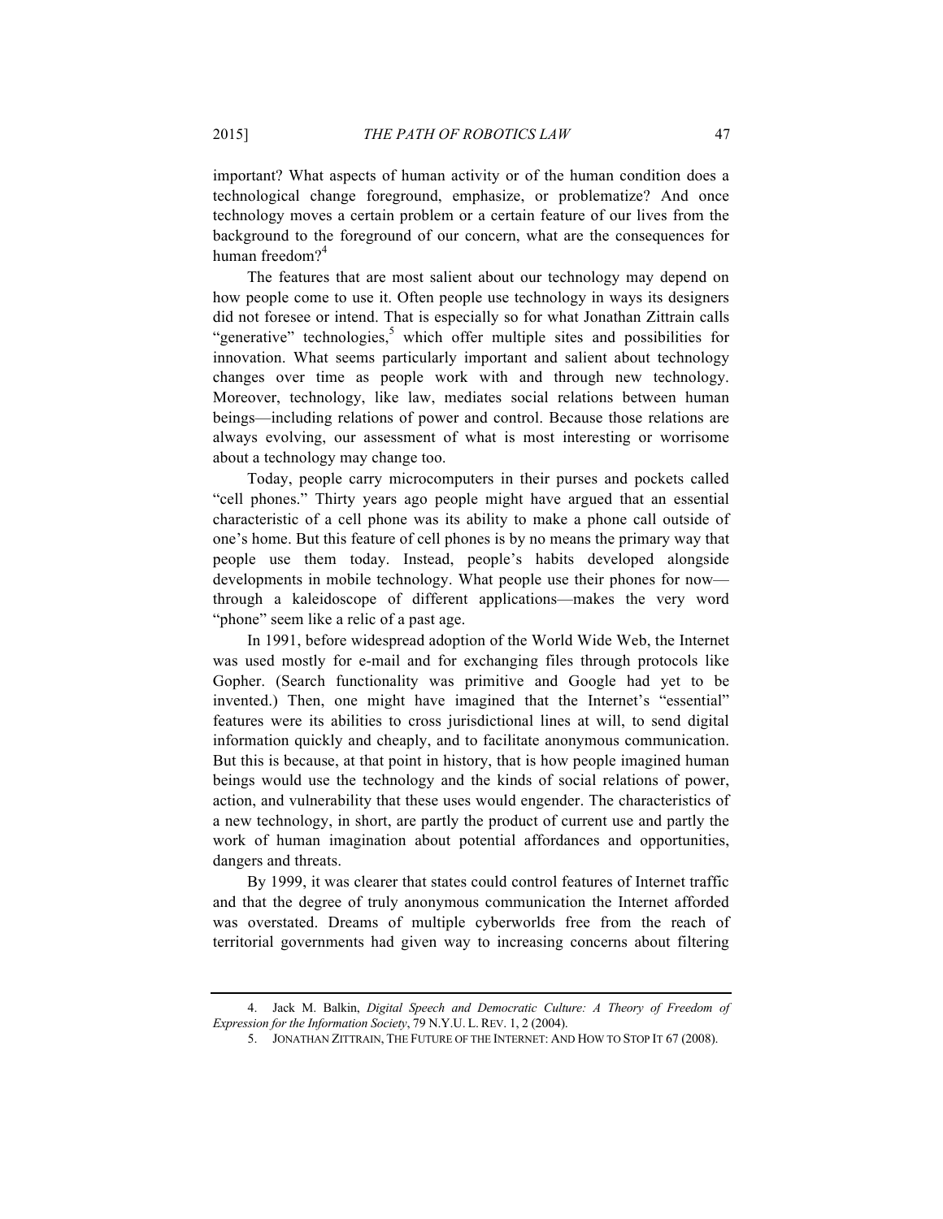important? What aspects of human activity or of the human condition does a technological change foreground, emphasize, or problematize? And once technology moves a certain problem or a certain feature of our lives from the background to the foreground of our concern, what are the consequences for human freedom?[4]

The features that are most salient about our technology may depend on how people come to use it. Often people use technology in ways its designers did not foresee or intend. That is especially so for what Jonathan Zittrain calls "generative" technologies,[5] which offer multiple sites and possibilities for innovation. What seems particularly important and salient about technology changes over time as people work with and through new technology. Moreover, technology, like law, mediates social relations between human beings—including relations of power and control. Because those relations are always evolving, our assessment of what is most interesting or worrisome about a technology may change too.

Today, people carry microcomputers in their purses and pockets called "cell phones." Thirty years ago people might have argued that an essential characteristic of a cell phone was its ability to make a phone call outside of one's home. But this feature of cell phones is by no means the primary way that people use them today. Instead, people's habits developed alongside developments in mobile technology. What people use their phones for now—through a kaleidoscope of different applications—makes the very word "phone" seem like a relic of a past age.

In 1991, before widespread adoption of the World Wide Web, the Internet was used mostly for e-mail and for exchanging files through protocols like Gopher. (Search functionality was primitive and Google had yet to be invented.) Then, one might have imagined that the Internet's "essential" features were its abilities to cross jurisdictional lines at will, to send digital information quickly and cheaply, and to facilitate anonymous communication. But this is because, at that point in history, that is how people imagined human beings would use the technology and the kinds of social relations of power, action, and vulnerability that these uses would engender. The characteristics of a new technology, in short, are partly the product of current use and partly the work of human imagination about potential affordances and opportunities, dangers and threats.

By 1999, it was clearer that states could control features of Internet traffic and that the degree of truly anonymous communication the Internet afforded was overstated. Dreams of multiple cyberworlds free from the reach of territorial governments had given way to increasing concerns about filtering

---

4. Jack M. Balkin, *Digital Speech and Democratic Culture: A Theory of Freedom of Expression for the Information Society*, 79 N.Y.U. L. REV. 1, 2 (2004).

5. JONATHAN ZITTRAIN, THE FUTURE OF THE INTERNET: AND HOW TO STOP IT 67 (2008).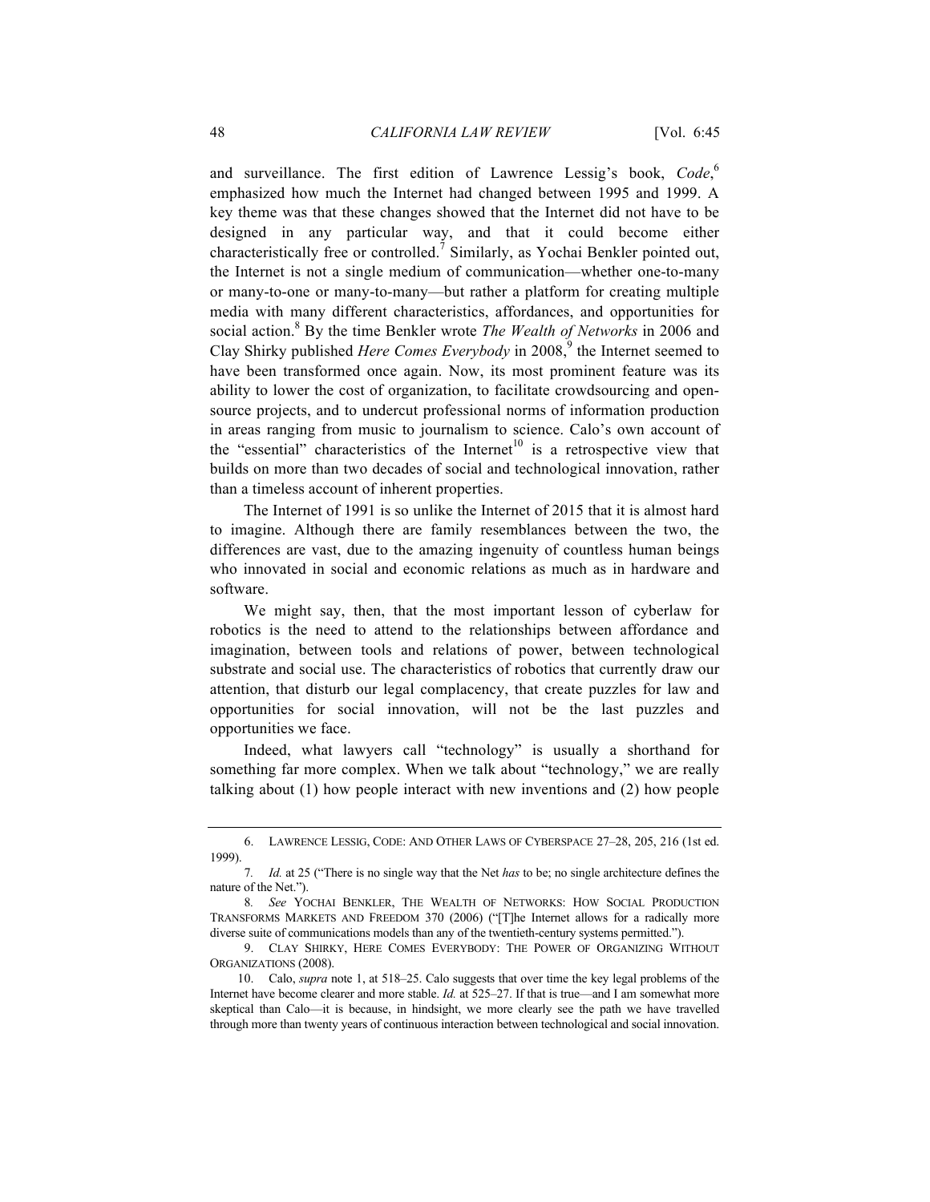and surveillance. The first edition of Lawrence Lessig's book, *Code*,[6] emphasized how much the Internet had changed between 1995 and 1999. A key theme was that these changes showed that the Internet did not have to be designed in any particular way, and that it could become either characteristically free or controlled.[7] Similarly, as Yochai Benkler pointed out, the Internet is not a single medium of communication—whether one-to-many or many-to-one or many-to-many—but rather a platform for creating multiple media with many different characteristics, affordances, and opportunities for social action.[8] By the time Benkler wrote *The Wealth of Networks* in 2006 and Clay Shirky published *Here Comes Everybody* in 2008,[9] the Internet seemed to have been transformed once again. Now, its most prominent feature was its ability to lower the cost of organization, to facilitate crowdsourcing and open-source projects, and to undercut professional norms of information production in areas ranging from music to journalism to science. Calo's own account of the "essential" characteristics of the Internet[10] is a retrospective view that builds on more than two decades of social and technological innovation, rather than a timeless account of inherent properties.

The Internet of 1991 is so unlike the Internet of 2015 that it is almost hard to imagine. Although there are family resemblances between the two, the differences are vast, due to the amazing ingenuity of countless human beings who innovated in social and economic relations as much as in hardware and software.

We might say, then, that the most important lesson of cyberlaw for robotics is the need to attend to the relationships between affordance and imagination, between tools and relations of power, between technological substrate and social use. The characteristics of robotics that currently draw our attention, that disturb our legal complacency, that create puzzles for law and opportunities for social innovation, will not be the last puzzles and opportunities we face.

Indeed, what lawyers call "technology" is usually a shorthand for something far more complex. When we talk about "technology," we are really talking about (1) how people interact with new inventions and (2) how people

---

6. LAWRENCE LESSIG, CODE: AND OTHER LAWS OF CYBERSPACE 27–28, 205, 216 (1st ed. 1999).

7. *Id.* at 25 ("There is no single way that the Net *has* to be; no single architecture defines the nature of the Net.").

8. *See* YOCHAI BENKLER, THE WEALTH OF NETWORKS: HOW SOCIAL PRODUCTION TRANSFORMS MARKETS AND FREEDOM 370 (2006) ("[T]he Internet allows for a radically more diverse suite of communications models than any of the twentieth-century systems permitted.").

9. CLAY SHIRKY, HERE COMES EVERYBODY: THE POWER OF ORGANIZING WITHOUT ORGANIZATIONS (2008).

10. Calo, *supra* note 1, at 518–25. Calo suggests that over time the key legal problems of the Internet have become clearer and more stable. *Id.* at 525–27. If that is true—and I am somewhat more skeptical than Calo—it is because, in hindsight, we more clearly see the path we have travelled through more than twenty years of continuous interaction between technological and social innovation.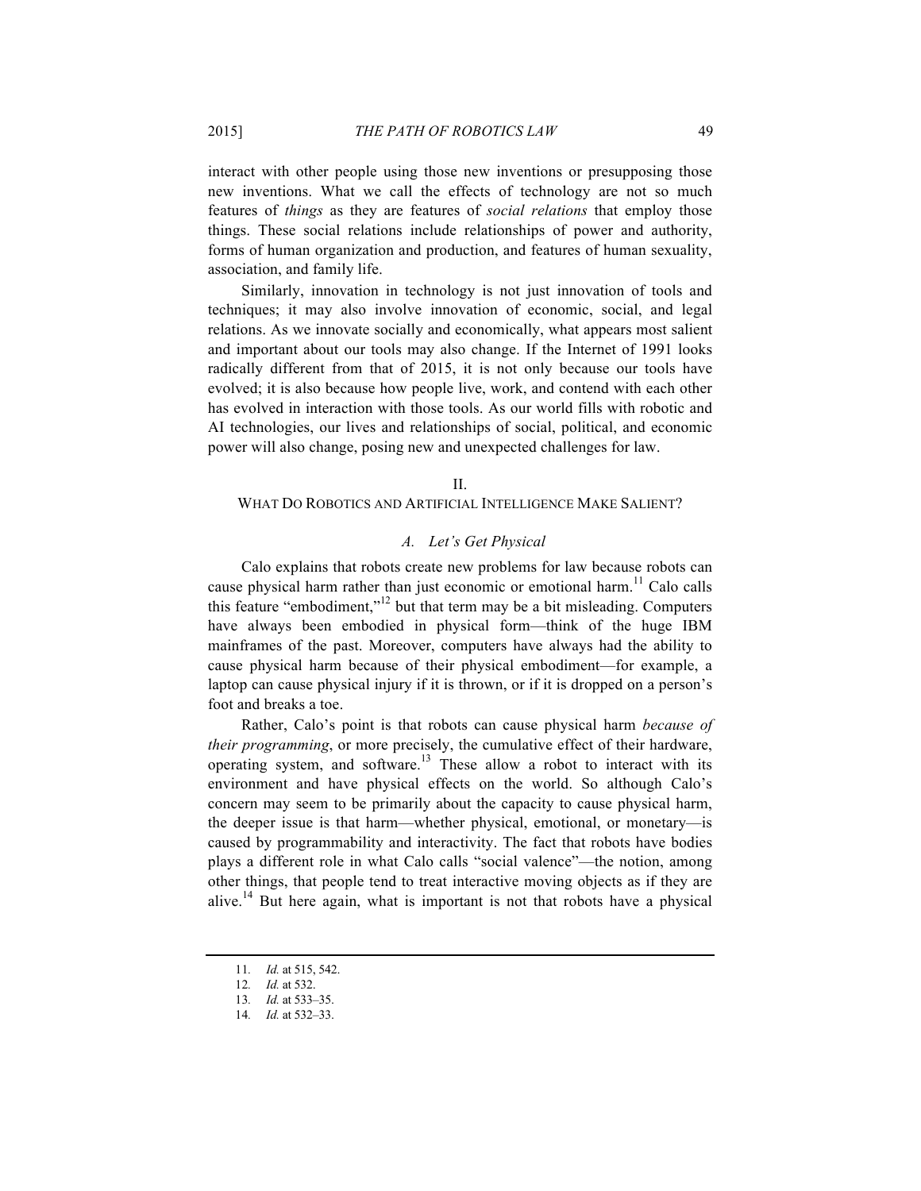interact with other people using those new inventions or presupposing those new inventions. What we call the effects of technology are not so much features of *things* as they are features of *social relations* that employ those things. These social relations include relationships of power and authority, forms of human organization and production, and features of human sexuality, association, and family life.

Similarly, innovation in technology is not just innovation of tools and techniques; it may also involve innovation of economic, social, and legal relations. As we innovate socially and economically, what appears most salient and important about our tools may also change. If the Internet of 1991 looks radically different from that of 2015, it is not only because our tools have evolved; it is also because how people live, work, and contend with each other has evolved in interaction with those tools. As our world fills with robotic and AI technologies, our lives and relationships of social, political, and economic power will also change, posing new and unexpected challenges for law.

## II.
## WHAT DO ROBOTICS AND ARTIFICIAL INTELLIGENCE MAKE SALIENT?

### *A. Let's Get Physical*

Calo explains that robots create new problems for law because robots can cause physical harm rather than just economic or emotional harm.[11] Calo calls this feature "embodiment,"[12] but that term may be a bit misleading. Computers have always been embodied in physical form—think of the huge IBM mainframes of the past. Moreover, computers have always had the ability to cause physical harm because of their physical embodiment—for example, a laptop can cause physical injury if it is thrown, or if it is dropped on a person's foot and breaks a toe.

Rather, Calo's point is that robots can cause physical harm *because of their programming*, or more precisely, the cumulative effect of their hardware, operating system, and software.[13] These allow a robot to interact with its environment and have physical effects on the world. So although Calo's concern may seem to be primarily about the capacity to cause physical harm, the deeper issue is that harm—whether physical, emotional, or monetary—is caused by programmability and interactivity. The fact that robots have bodies plays a different role in what Calo calls "social valence"—the notion, among other things, that people tend to treat interactive moving objects as if they are alive.[14] But here again, what is important is not that robots have a physical

11. *Id.* at 515, 542.

12. *Id.* at 532.

13. *Id.* at 533–35.

14. *Id.* at 532–33.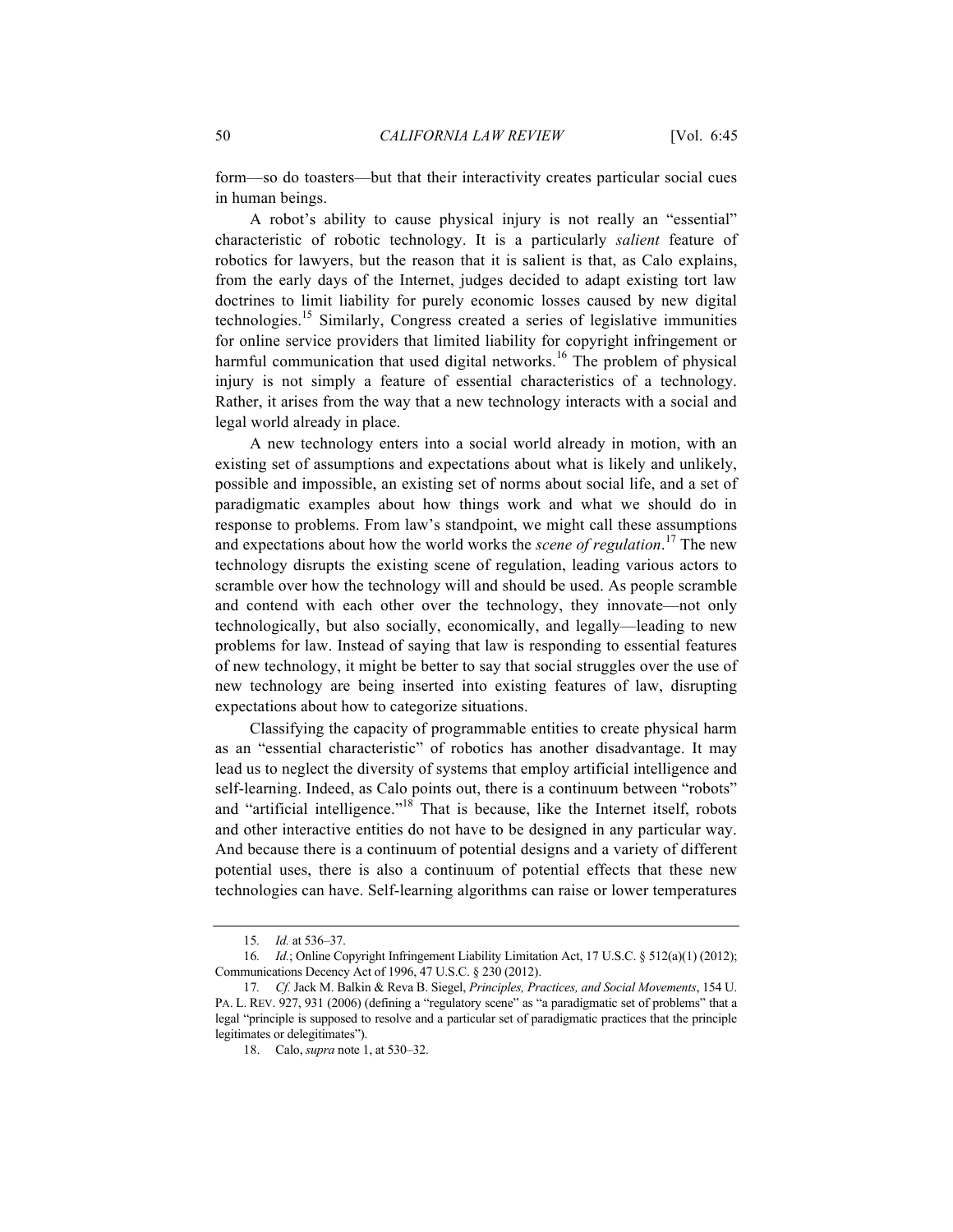form—so do toasters—but that their interactivity creates particular social cues in human beings.

A robot's ability to cause physical injury is not really an "essential" characteristic of robotic technology. It is a particularly *salient* feature of robotics for lawyers, but the reason that it is salient is that, as Calo explains, from the early days of the Internet, judges decided to adapt existing tort law doctrines to limit liability for purely economic losses caused by new digital technologies.[15] Similarly, Congress created a series of legislative immunities for online service providers that limited liability for copyright infringement or harmful communication that used digital networks.[16] The problem of physical injury is not simply a feature of essential characteristics of a technology. Rather, it arises from the way that a new technology interacts with a social and legal world already in place.

A new technology enters into a social world already in motion, with an existing set of assumptions and expectations about what is likely and unlikely, possible and impossible, an existing set of norms about social life, and a set of paradigmatic examples about how things work and what we should do in response to problems. From law's standpoint, we might call these assumptions and expectations about how the world works the *scene of regulation*.[17] The new technology disrupts the existing scene of regulation, leading various actors to scramble over how the technology will and should be used. As people scramble and contend with each other over the technology, they innovate—not only technologically, but also socially, economically, and legally—leading to new problems for law. Instead of saying that law is responding to essential features of new technology, it might be better to say that social struggles over the use of new technology are being inserted into existing features of law, disrupting expectations about how to categorize situations.

Classifying the capacity of programmable entities to create physical harm as an "essential characteristic" of robotics has another disadvantage. It may lead us to neglect the diversity of systems that employ artificial intelligence and self-learning. Indeed, as Calo points out, there is a continuum between "robots" and "artificial intelligence."[18] That is because, like the Internet itself, robots and other interactive entities do not have to be designed in any particular way. And because there is a continuum of potential designs and a variety of different potential uses, there is also a continuum of potential effects that these new technologies can have. Self-learning algorithms can raise or lower temperatures

---

15. *Id.* at 536–37.

16. *Id.*; Online Copyright Infringement Liability Limitation Act, 17 U.S.C. § 512(a)(1) (2012); Communications Decency Act of 1996, 47 U.S.C. § 230 (2012).

17. *Cf.* Jack M. Balkin & Reva B. Siegel, *Principles, Practices, and Social Movements*, 154 U. PA. L. REV. 927, 931 (2006) (defining a "regulatory scene" as "a paradigmatic set of problems" that a legal "principle is supposed to resolve and a particular set of paradigmatic practices that the principle legitimates or delegitimates").

18. Calo, *supra* note 1, at 530–32.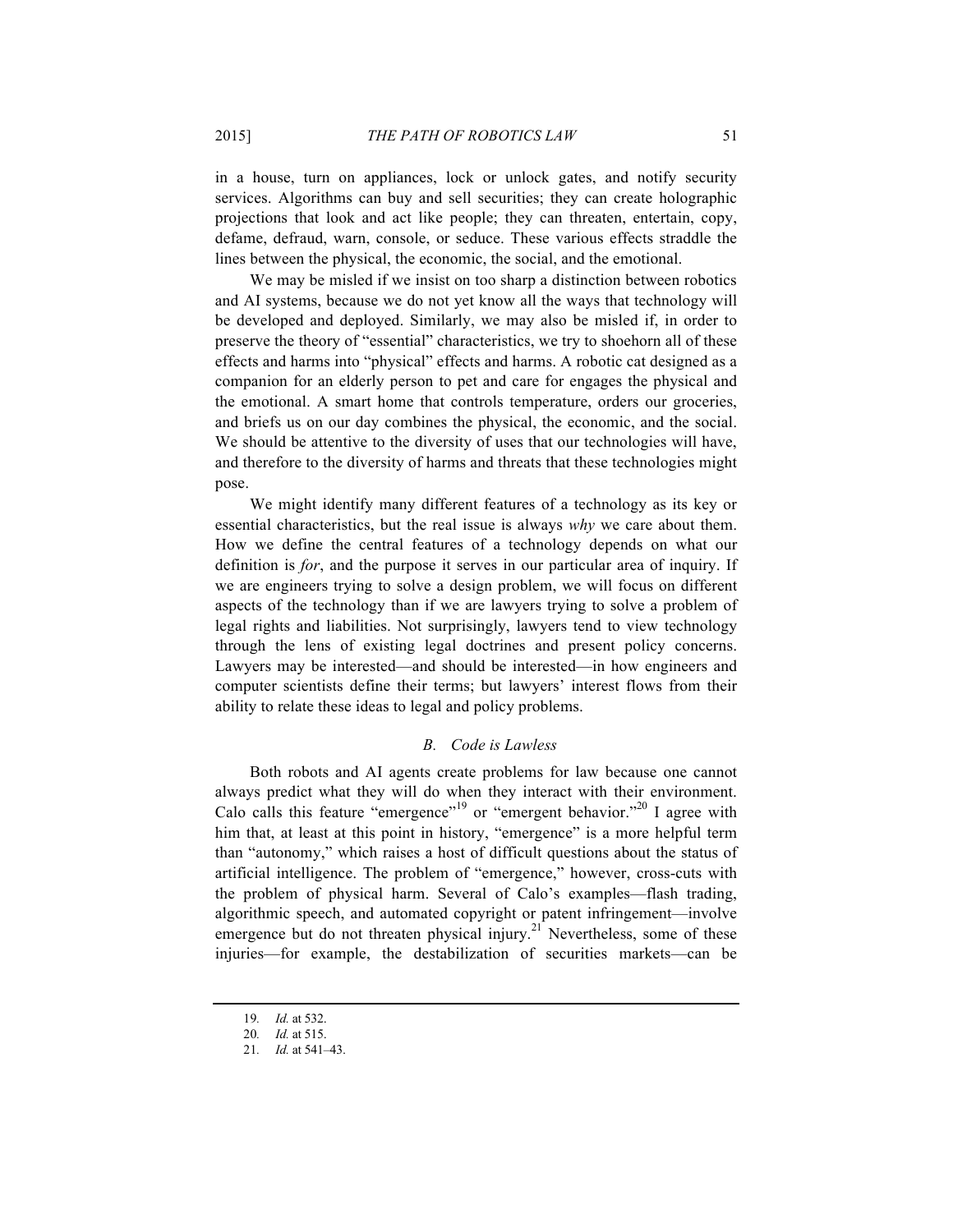in a house, turn on appliances, lock or unlock gates, and notify security services. Algorithms can buy and sell securities; they can create holographic projections that look and act like people; they can threaten, entertain, copy, defame, defraud, warn, console, or seduce. These various effects straddle the lines between the physical, the economic, the social, and the emotional.

We may be misled if we insist on too sharp a distinction between robotics and AI systems, because we do not yet know all the ways that technology will be developed and deployed. Similarly, we may also be misled if, in order to preserve the theory of "essential" characteristics, we try to shoehorn all of these effects and harms into "physical" effects and harms. A robotic cat designed as a companion for an elderly person to pet and care for engages the physical and the emotional. A smart home that controls temperature, orders our groceries, and briefs us on our day combines the physical, the economic, and the social. We should be attentive to the diversity of uses that our technologies will have, and therefore to the diversity of harms and threats that these technologies might pose.

We might identify many different features of a technology as its key or essential characteristics, but the real issue is always *why* we care about them. How we define the central features of a technology depends on what our definition is *for*, and the purpose it serves in our particular area of inquiry. If we are engineers trying to solve a design problem, we will focus on different aspects of the technology than if we are lawyers trying to solve a problem of legal rights and liabilities. Not surprisingly, lawyers tend to view technology through the lens of existing legal doctrines and present policy concerns. Lawyers may be interested—and should be interested—in how engineers and computer scientists define their terms; but lawyers' interest flows from their ability to relate these ideas to legal and policy problems.

### *B. Code is Lawless*

Both robots and AI agents create problems for law because one cannot always predict what they will do when they interact with their environment. Calo calls this feature "emergence"[19] or "emergent behavior."[20] I agree with him that, at least at this point in history, "emergence" is a more helpful term than "autonomy," which raises a host of difficult questions about the status of artificial intelligence. The problem of "emergence," however, cross-cuts with the problem of physical harm. Several of Calo's examples—flash trading, algorithmic speech, and automated copyright or patent infringement—involve emergence but do not threaten physical injury.[21] Nevertheless, some of these injuries—for example, the destabilization of securities markets—can be

---

19. *Id.* at 532.
20. *Id.* at 515.
21. *Id.* at 541–43.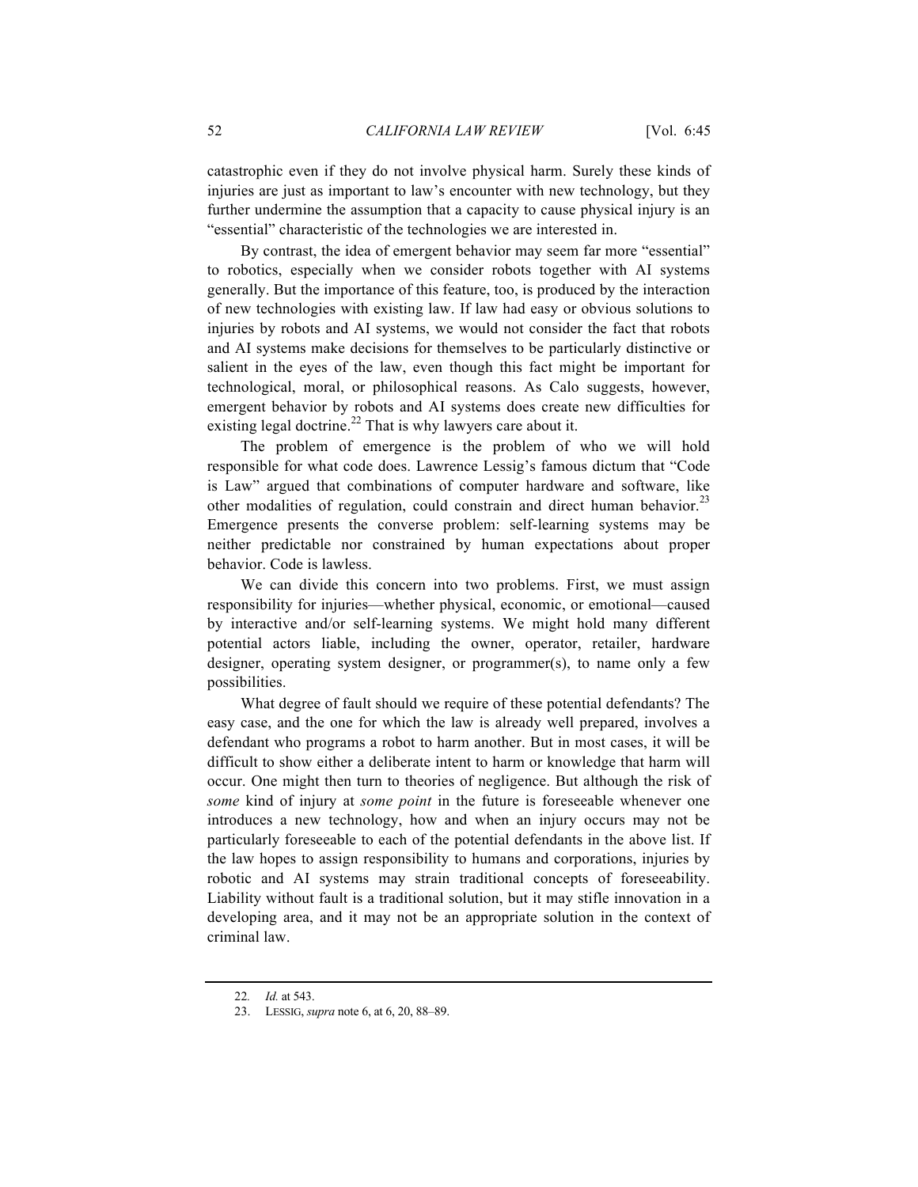catastrophic even if they do not involve physical harm. Surely these kinds of injuries are just as important to law's encounter with new technology, but they further undermine the assumption that a capacity to cause physical injury is an "essential" characteristic of the technologies we are interested in.

By contrast, the idea of emergent behavior may seem far more "essential" to robotics, especially when we consider robots together with AI systems generally. But the importance of this feature, too, is produced by the interaction of new technologies with existing law. If law had easy or obvious solutions to injuries by robots and AI systems, we would not consider the fact that robots and AI systems make decisions for themselves to be particularly distinctive or salient in the eyes of the law, even though this fact might be important for technological, moral, or philosophical reasons. As Calo suggests, however, emergent behavior by robots and AI systems does create new difficulties for existing legal doctrine.[22] That is why lawyers care about it.

The problem of emergence is the problem of who we will hold responsible for what code does. Lawrence Lessig's famous dictum that "Code is Law" argued that combinations of computer hardware and software, like other modalities of regulation, could constrain and direct human behavior.[23] Emergence presents the converse problem: self-learning systems may be neither predictable nor constrained by human expectations about proper behavior. Code is lawless.

We can divide this concern into two problems. First, we must assign responsibility for injuries—whether physical, economic, or emotional—caused by interactive and/or self-learning systems. We might hold many different potential actors liable, including the owner, operator, retailer, hardware designer, operating system designer, or programmer(s), to name only a few possibilities.

What degree of fault should we require of these potential defendants? The easy case, and the one for which the law is already well prepared, involves a defendant who programs a robot to harm another. But in most cases, it will be difficult to show either a deliberate intent to harm or knowledge that harm will occur. One might then turn to theories of negligence. But although the risk of *some* kind of injury at *some point* in the future is foreseeable whenever one introduces a new technology, how and when an injury occurs may not be particularly foreseeable to each of the potential defendants in the above list. If the law hopes to assign responsibility to humans and corporations, injuries by robotic and AI systems may strain traditional concepts of foreseeability. Liability without fault is a traditional solution, but it may stifle innovation in a developing area, and it may not be an appropriate solution in the context of criminal law.

---

22. *Id.* at 543.

23. LESSIG, *supra* note 6, at 6, 20, 88–89.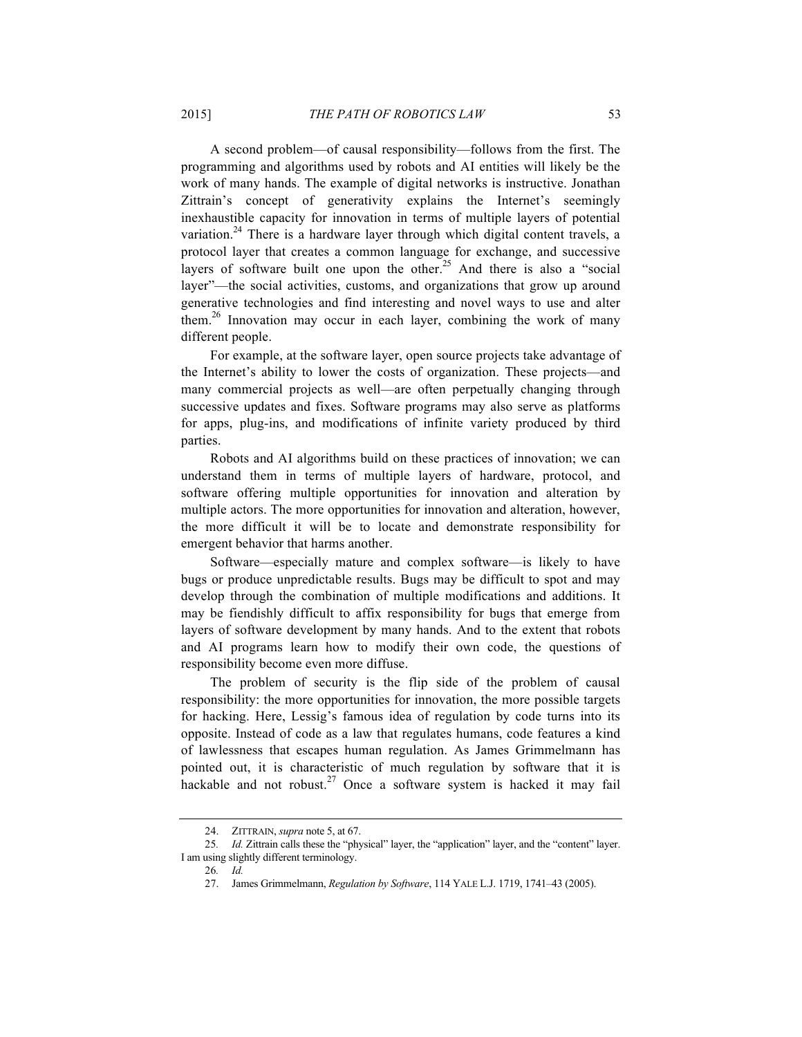A second problem—of causal responsibility—follows from the first. The programming and algorithms used by robots and AI entities will likely be the work of many hands. The example of digital networks is instructive. Jonathan Zittrain's concept of generativity explains the Internet's seemingly inexhaustible capacity for innovation in terms of multiple layers of potential variation.[24] There is a hardware layer through which digital content travels, a protocol layer that creates a common language for exchange, and successive layers of software built one upon the other.[25] And there is also a "social layer"—the social activities, customs, and organizations that grow up around generative technologies and find interesting and novel ways to use and alter them.[26] Innovation may occur in each layer, combining the work of many different people.

For example, at the software layer, open source projects take advantage of the Internet's ability to lower the costs of organization. These projects—and many commercial projects as well—are often perpetually changing through successive updates and fixes. Software programs may also serve as platforms for apps, plug-ins, and modifications of infinite variety produced by third parties.

Robots and AI algorithms build on these practices of innovation; we can understand them in terms of multiple layers of hardware, protocol, and software offering multiple opportunities for innovation and alteration by multiple actors. The more opportunities for innovation and alteration, however, the more difficult it will be to locate and demonstrate responsibility for emergent behavior that harms another.

Software—especially mature and complex software—is likely to have bugs or produce unpredictable results. Bugs may be difficult to spot and may develop through the combination of multiple modifications and additions. It may be fiendishly difficult to affix responsibility for bugs that emerge from layers of software development by many hands. And to the extent that robots and AI programs learn how to modify their own code, the questions of responsibility become even more diffuse.

The problem of security is the flip side of the problem of causal responsibility: the more opportunities for innovation, the more possible targets for hacking. Here, Lessig's famous idea of regulation by code turns into its opposite. Instead of code as a law that regulates humans, code features a kind of lawlessness that escapes human regulation. As James Grimmelmann has pointed out, it is characteristic of much regulation by software that it is hackable and not robust.[27] Once a software system is hacked it may fail

---

24. ZITTRAIN, *supra* note 5, at 67.

25. *Id.* Zittrain calls these the "physical" layer, the "application" layer, and the "content" layer. I am using slightly different terminology.

26. *Id.*

27. James Grimmelmann, *Regulation by Software*, 114 YALE L.J. 1719, 1741–43 (2005).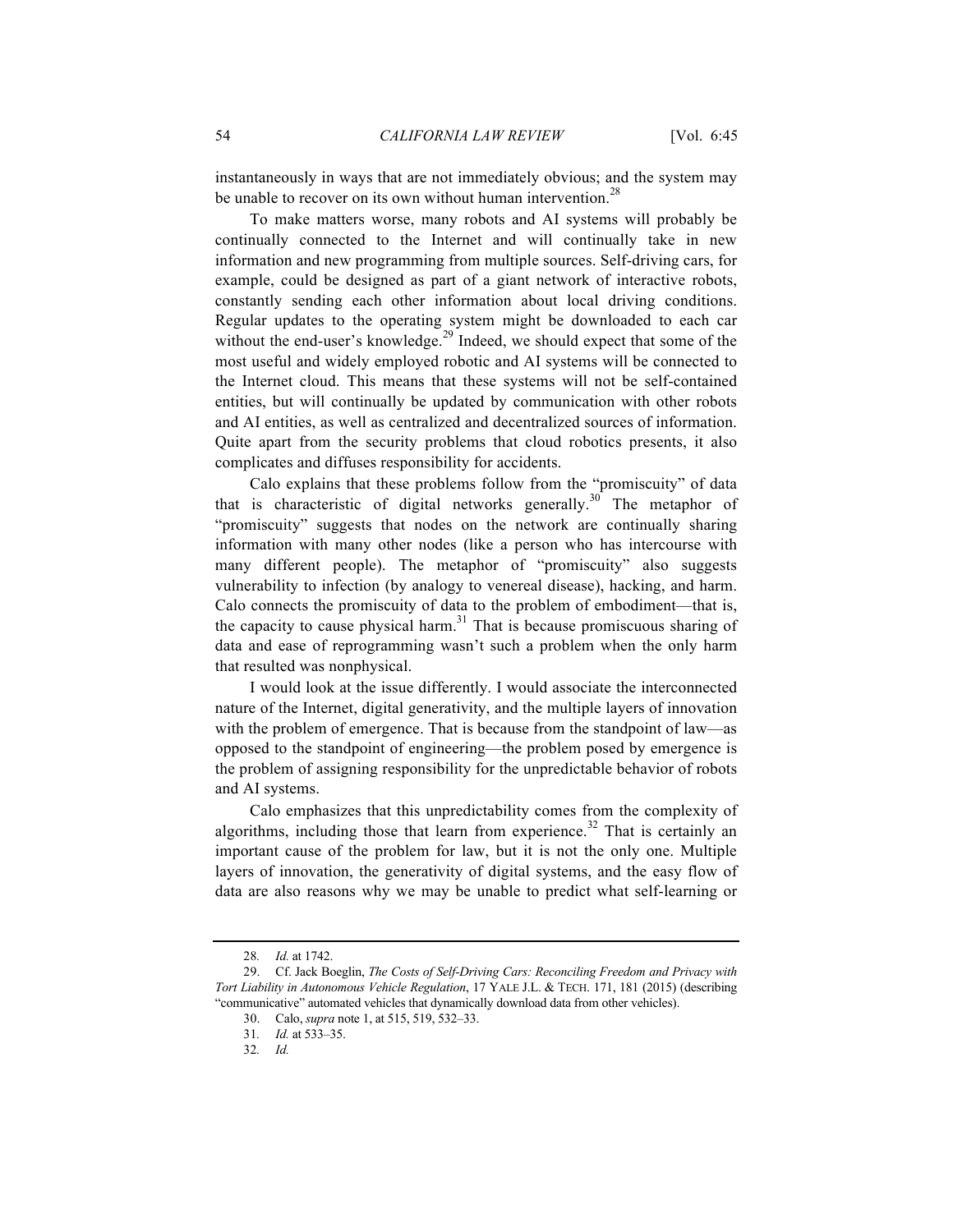instantaneously in ways that are not immediately obvious; and the system may be unable to recover on its own without human intervention.[28]

To make matters worse, many robots and AI systems will probably be continually connected to the Internet and will continually take in new information and new programming from multiple sources. Self-driving cars, for example, could be designed as part of a giant network of interactive robots, constantly sending each other information about local driving conditions. Regular updates to the operating system might be downloaded to each car without the end-user's knowledge.[29] Indeed, we should expect that some of the most useful and widely employed robotic and AI systems will be connected to the Internet cloud. This means that these systems will not be self-contained entities, but will continually be updated by communication with other robots and AI entities, as well as centralized and decentralized sources of information. Quite apart from the security problems that cloud robotics presents, it also complicates and diffuses responsibility for accidents.

Calo explains that these problems follow from the "promiscuity" of data that is characteristic of digital networks generally.[30] The metaphor of "promiscuity" suggests that nodes on the network are continually sharing information with many other nodes (like a person who has intercourse with many different people). The metaphor of "promiscuity" also suggests vulnerability to infection (by analogy to venereal disease), hacking, and harm. Calo connects the promiscuity of data to the problem of embodiment—that is, the capacity to cause physical harm.[31] That is because promiscuous sharing of data and ease of reprogramming wasn't such a problem when the only harm that resulted was nonphysical.

I would look at the issue differently. I would associate the interconnected nature of the Internet, digital generativity, and the multiple layers of innovation with the problem of emergence. That is because from the standpoint of law—as opposed to the standpoint of engineering—the problem posed by emergence is the problem of assigning responsibility for the unpredictable behavior of robots and AI systems.

Calo emphasizes that this unpredictability comes from the complexity of algorithms, including those that learn from experience.[32] That is certainly an important cause of the problem for law, but it is not the only one. Multiple layers of innovation, the generativity of digital systems, and the easy flow of data are also reasons why we may be unable to predict what self-learning or

---

28. *Id.* at 1742.

29. Cf. Jack Boeglin, *The Costs of Self-Driving Cars: Reconciling Freedom and Privacy with Tort Liability in Autonomous Vehicle Regulation*, 17 YALE J.L. & TECH. 171, 181 (2015) (describing "communicative" automated vehicles that dynamically download data from other vehicles).

30. Calo, *supra* note 1, at 515, 519, 532–33.

31. *Id.* at 533–35.

32. *Id.*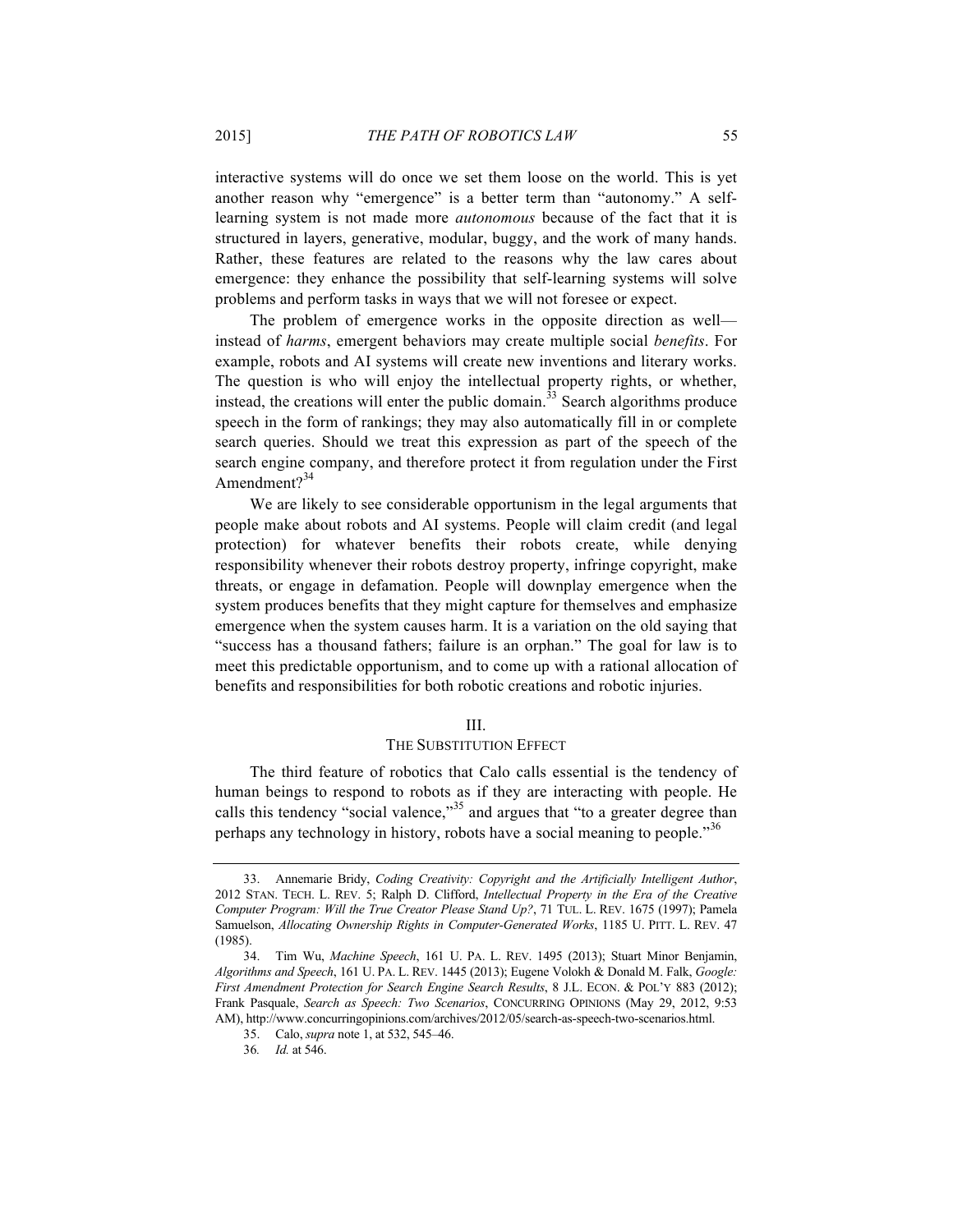interactive systems will do once we set them loose on the world. This is yet another reason why "emergence" is a better term than "autonomy." A self-learning system is not made more *autonomous* because of the fact that it is structured in layers, generative, modular, buggy, and the work of many hands. Rather, these features are related to the reasons why the law cares about emergence: they enhance the possibility that self-learning systems will solve problems and perform tasks in ways that we will not foresee or expect.

The problem of emergence works in the opposite direction as well—instead of *harms*, emergent behaviors may create multiple social *benefits*. For example, robots and AI systems will create new inventions and literary works. The question is who will enjoy the intellectual property rights, or whether, instead, the creations will enter the public domain.[33] Search algorithms produce speech in the form of rankings; they may also automatically fill in or complete search queries. Should we treat this expression as part of the speech of the search engine company, and therefore protect it from regulation under the First Amendment?[34]

We are likely to see considerable opportunism in the legal arguments that people make about robots and AI systems. People will claim credit (and legal protection) for whatever benefits their robots create, while denying responsibility whenever their robots destroy property, infringe copyright, make threats, or engage in defamation. People will downplay emergence when the system produces benefits that they might capture for themselves and emphasize emergence when the system causes harm. It is a variation on the old saying that "success has a thousand fathers; failure is an orphan." The goal for law is to meet this predictable opportunism, and to come up with a rational allocation of benefits and responsibilities for both robotic creations and robotic injuries.

## III.
## THE SUBSTITUTION EFFECT

The third feature of robotics that Calo calls essential is the tendency of human beings to respond to robots as if they are interacting with people. He calls this tendency "social valence,"[35] and argues that "to a greater degree than perhaps any technology in history, robots have a social meaning to people."[36]

---

33. Annemarie Bridy, *Coding Creativity: Copyright and the Artificially Intelligent Author*, 2012 STAN. TECH. L. REV. 5; Ralph D. Clifford, *Intellectual Property in the Era of the Creative Computer Program: Will the True Creator Please Stand Up?*, 71 TUL. L. REV. 1675 (1997); Pamela Samuelson, *Allocating Ownership Rights in Computer-Generated Works*, 1185 U. PITT. L. REV. 47 (1985).

34. Tim Wu, *Machine Speech*, 161 U. PA. L. REV. 1495 (2013); Stuart Minor Benjamin, *Algorithms and Speech*, 161 U. PA. L. REV. 1445 (2013); Eugene Volokh & Donald M. Falk, *Google: First Amendment Protection for Search Engine Search Results*, 8 J.L. ECON. & POL'Y 883 (2012); Frank Pasquale, *Search as Speech: Two Scenarios*, CONCURRING OPINIONS (May 29, 2012, 9:53 AM), http://www.concurringopinions.com/archives/2012/05/search-as-speech-two-scenarios.html.

35. Calo, *supra* note 1, at 532, 545–46.

36. *Id.* at 546.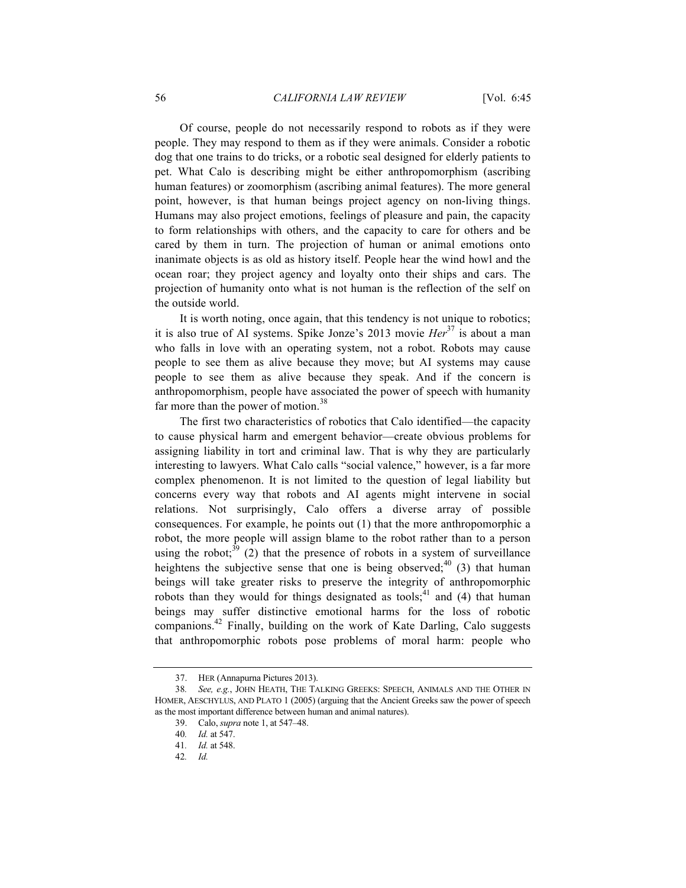Of course, people do not necessarily respond to robots as if they were people. They may respond to them as if they were animals. Consider a robotic dog that one trains to do tricks, or a robotic seal designed for elderly patients to pet. What Calo is describing might be either anthropomorphism (ascribing human features) or zoomorphism (ascribing animal features). The more general point, however, is that human beings project agency on non-living things. Humans may also project emotions, feelings of pleasure and pain, the capacity to form relationships with others, and the capacity to care for others and be cared by them in turn. The projection of human or animal emotions onto inanimate objects is as old as history itself. People hear the wind howl and the ocean roar; they project agency and loyalty onto their ships and cars. The projection of humanity onto what is not human is the reflection of the self on the outside world.

It is worth noting, once again, that this tendency is not unique to robotics; it is also true of AI systems. Spike Jonze's 2013 movie *Her*[37] is about a man who falls in love with an operating system, not a robot. Robots may cause people to see them as alive because they move; but AI systems may cause people to see them as alive because they speak. And if the concern is anthropomorphism, people have associated the power of speech with humanity far more than the power of motion.[38]

The first two characteristics of robotics that Calo identified—the capacity to cause physical harm and emergent behavior—create obvious problems for assigning liability in tort and criminal law. That is why they are particularly interesting to lawyers. What Calo calls "social valence," however, is a far more complex phenomenon. It is not limited to the question of legal liability but concerns every way that robots and AI agents might intervene in social relations. Not surprisingly, Calo offers a diverse array of possible consequences. For example, he points out (1) that the more anthropomorphic a robot, the more people will assign blame to the robot rather than to a person using the robot;[39] (2) that the presence of robots in a system of surveillance heightens the subjective sense that one is being observed;[40] (3) that human beings will take greater risks to preserve the integrity of anthropomorphic robots than they would for things designated as tools;[41] and (4) that human beings may suffer distinctive emotional harms for the loss of robotic companions.[42] Finally, building on the work of Kate Darling, Calo suggests that anthropomorphic robots pose problems of moral harm: people who

---

37. HER (Annapurna Pictures 2013).

38. *See, e.g.*, JOHN HEATH, THE TALKING GREEKS: SPEECH, ANIMALS AND THE OTHER IN HOMER, AESCHYLUS, AND PLATO 1 (2005) (arguing that the Ancient Greeks saw the power of speech as the most important difference between human and animal natures).

39. Calo, *supra* note 1, at 547–48.

40. *Id.* at 547.

41. *Id.* at 548.

42. *Id.*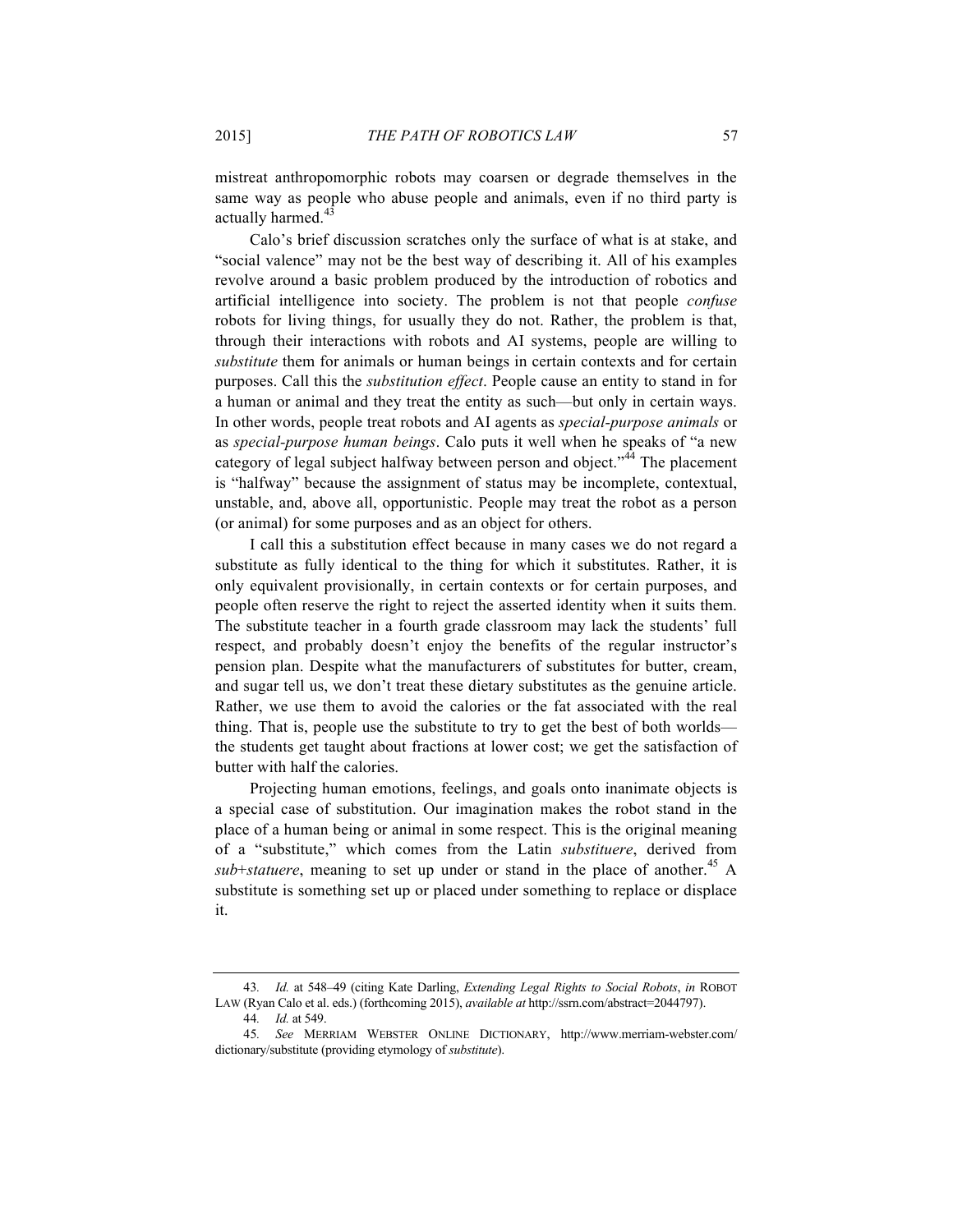mistreat anthropomorphic robots may coarsen or degrade themselves in the same way as people who abuse people and animals, even if no third party is actually harmed.[43]

Calo's brief discussion scratches only the surface of what is at stake, and "social valence" may not be the best way of describing it. All of his examples revolve around a basic problem produced by the introduction of robotics and artificial intelligence into society. The problem is not that people *confuse* robots for living things, for usually they do not. Rather, the problem is that, through their interactions with robots and AI systems, people are willing to *substitute* them for animals or human beings in certain contexts and for certain purposes. Call this the *substitution effect*. People cause an entity to stand in for a human or animal and they treat the entity as such—but only in certain ways. In other words, people treat robots and AI agents as *special-purpose animals* or as *special-purpose human beings*. Calo puts it well when he speaks of "a new category of legal subject halfway between person and object."[44] The placement is "halfway" because the assignment of status may be incomplete, contextual, unstable, and, above all, opportunistic. People may treat the robot as a person (or animal) for some purposes and as an object for others.

I call this a substitution effect because in many cases we do not regard a substitute as fully identical to the thing for which it substitutes. Rather, it is only equivalent provisionally, in certain contexts or for certain purposes, and people often reserve the right to reject the asserted identity when it suits them. The substitute teacher in a fourth grade classroom may lack the students' full respect, and probably doesn't enjoy the benefits of the regular instructor's pension plan. Despite what the manufacturers of substitutes for butter, cream, and sugar tell us, we don't treat these dietary substitutes as the genuine article. Rather, we use them to avoid the calories or the fat associated with the real thing. That is, people use the substitute to try to get the best of both worlds—the students get taught about fractions at lower cost; we get the satisfaction of butter with half the calories.

Projecting human emotions, feelings, and goals onto inanimate objects is a special case of substitution. Our imagination makes the robot stand in the place of a human being or animal in some respect. This is the original meaning of a "substitute," which comes from the Latin *substituere*, derived from *sub*+*statuere*, meaning to set up under or stand in the place of another.[45] A substitute is something set up or placed under something to replace or displace it.

---

43. *Id.* at 548–49 (citing Kate Darling, *Extending Legal Rights to Social Robots*, *in* ROBOT LAW (Ryan Calo et al. eds.) (forthcoming 2015), *available at* http://ssrn.com/abstract=2044797).

44. *Id.* at 549.

45. *See* MERRIAM WEBSTER ONLINE DICTIONARY, http://www.merriam-webster.com/dictionary/substitute (providing etymology of *substitute*).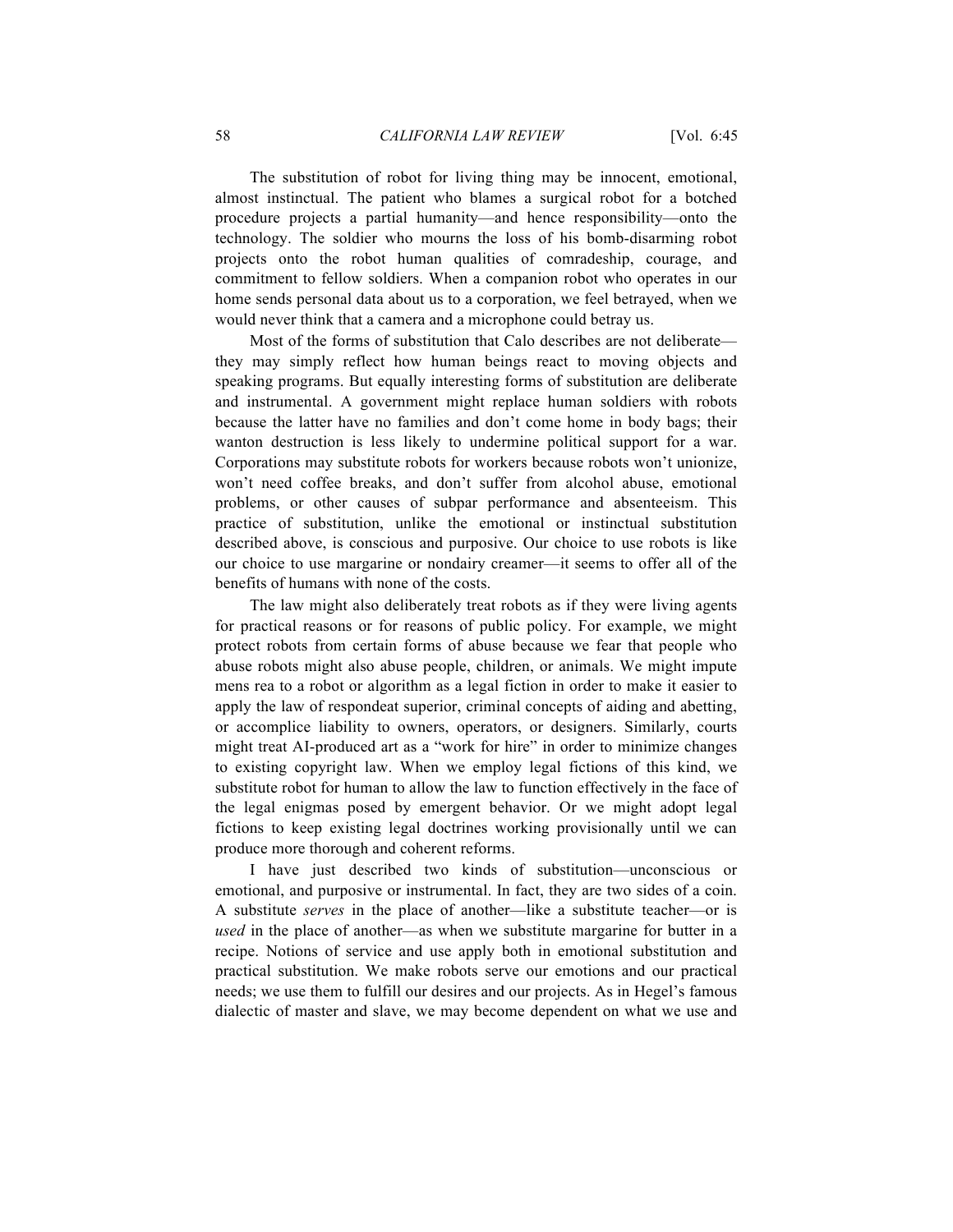The substitution of robot for living thing may be innocent, emotional, almost instinctual. The patient who blames a surgical robot for a botched procedure projects a partial humanity—and hence responsibility—onto the technology. The soldier who mourns the loss of his bomb-disarming robot projects onto the robot human qualities of comradeship, courage, and commitment to fellow soldiers. When a companion robot who operates in our home sends personal data about us to a corporation, we feel betrayed, when we would never think that a camera and a microphone could betray us.

Most of the forms of substitution that Calo describes are not deliberate—they may simply reflect how human beings react to moving objects and speaking programs. But equally interesting forms of substitution are deliberate and instrumental. A government might replace human soldiers with robots because the latter have no families and don't come home in body bags; their wanton destruction is less likely to undermine political support for a war. Corporations may substitute robots for workers because robots won't unionize, won't need coffee breaks, and don't suffer from alcohol abuse, emotional problems, or other causes of subpar performance and absenteeism. This practice of substitution, unlike the emotional or instinctual substitution described above, is conscious and purposive. Our choice to use robots is like our choice to use margarine or nondairy creamer—it seems to offer all of the benefits of humans with none of the costs.

The law might also deliberately treat robots as if they were living agents for practical reasons or for reasons of public policy. For example, we might protect robots from certain forms of abuse because we fear that people who abuse robots might also abuse people, children, or animals. We might impute mens rea to a robot or algorithm as a legal fiction in order to make it easier to apply the law of respondeat superior, criminal concepts of aiding and abetting, or accomplice liability to owners, operators, or designers. Similarly, courts might treat AI-produced art as a "work for hire" in order to minimize changes to existing copyright law. When we employ legal fictions of this kind, we substitute robot for human to allow the law to function effectively in the face of the legal enigmas posed by emergent behavior. Or we might adopt legal fictions to keep existing legal doctrines working provisionally until we can produce more thorough and coherent reforms.

I have just described two kinds of substitution—unconscious or emotional, and purposive or instrumental. In fact, they are two sides of a coin. A substitute *serves* in the place of another—like a substitute teacher—or is *used* in the place of another—as when we substitute margarine for butter in a recipe. Notions of service and use apply both in emotional substitution and practical substitution. We make robots serve our emotions and our practical needs; we use them to fulfill our desires and our projects. As in Hegel's famous dialectic of master and slave, we may become dependent on what we use and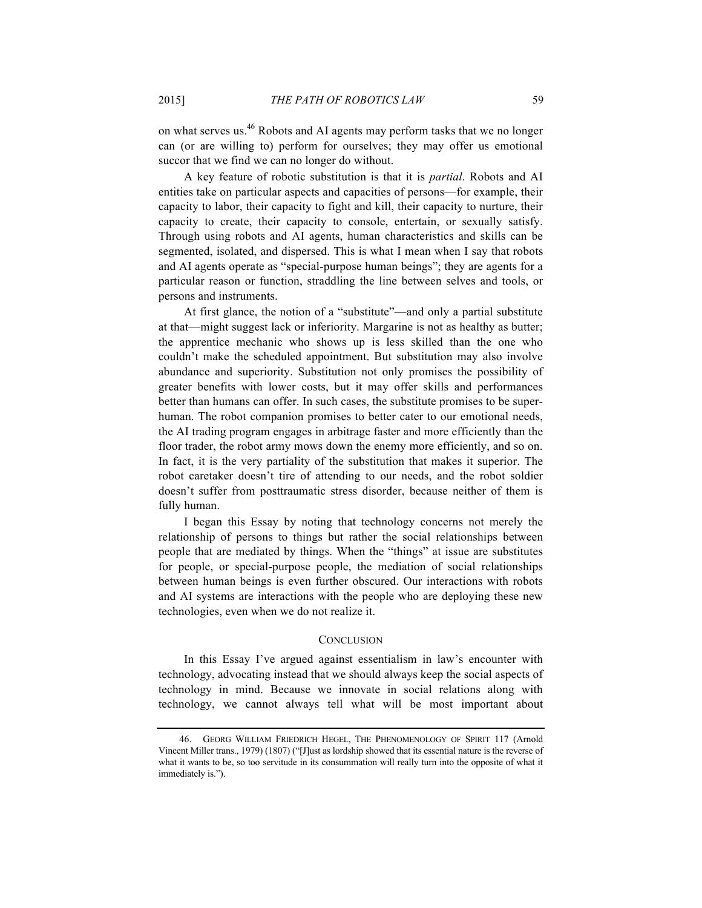on what serves us.[46] Robots and AI agents may perform tasks that we no longer can (or are willing to) perform for ourselves; they may offer us emotional succor that we find we can no longer do without.

A key feature of robotic substitution is that it is *partial*. Robots and AI entities take on particular aspects and capacities of persons—for example, their capacity to labor, their capacity to fight and kill, their capacity to nurture, their capacity to create, their capacity to console, entertain, or sexually satisfy. Through using robots and AI agents, human characteristics and skills can be segmented, isolated, and dispersed. This is what I mean when I say that robots and AI agents operate as "special-purpose human beings"; they are agents for a particular reason or function, straddling the line between selves and tools, or persons and instruments.

At first glance, the notion of a "substitute"—and only a partial substitute at that—might suggest lack or inferiority. Margarine is not as healthy as butter; the apprentice mechanic who shows up is less skilled than the one who couldn't make the scheduled appointment. But substitution may also involve abundance and superiority. Substitution not only promises the possibility of greater benefits with lower costs, but it may offer skills and performances better than humans can offer. In such cases, the substitute promises to be super-human. The robot companion promises to better cater to our emotional needs, the AI trading program engages in arbitrage faster and more efficiently than the floor trader, the robot army mows down the enemy more efficiently, and so on. In fact, it is the very partiality of the substitution that makes it superior. The robot caretaker doesn't tire of attending to our needs, and the robot soldier doesn't suffer from posttraumatic stress disorder, because neither of them is fully human.

I began this Essay by noting that technology concerns not merely the relationship of persons to things but rather the social relationships between people that are mediated by things. When the "things" at issue are substitutes for people, or special-purpose people, the mediation of social relationships between human beings is even further obscured. Our interactions with robots and AI systems are interactions with the people who are deploying these new technologies, even when we do not realize it.

## CONCLUSION

In this Essay I've argued against essentialism in law's encounter with technology, advocating instead that we should always keep the social aspects of technology in mind. Because we innovate in social relations along with technology, we cannot always tell what will be most important about

---

46. GEORG WILLIAM FRIEDRICH HEGEL, THE PHENOMENOLOGY OF SPIRIT 117 (Arnold Vincent Miller trans., 1979) (1807) ("[J]ust as lordship showed that its essential nature is the reverse of what it wants to be, so too servitude in its consummation will really turn into the opposite of what it immediately is.").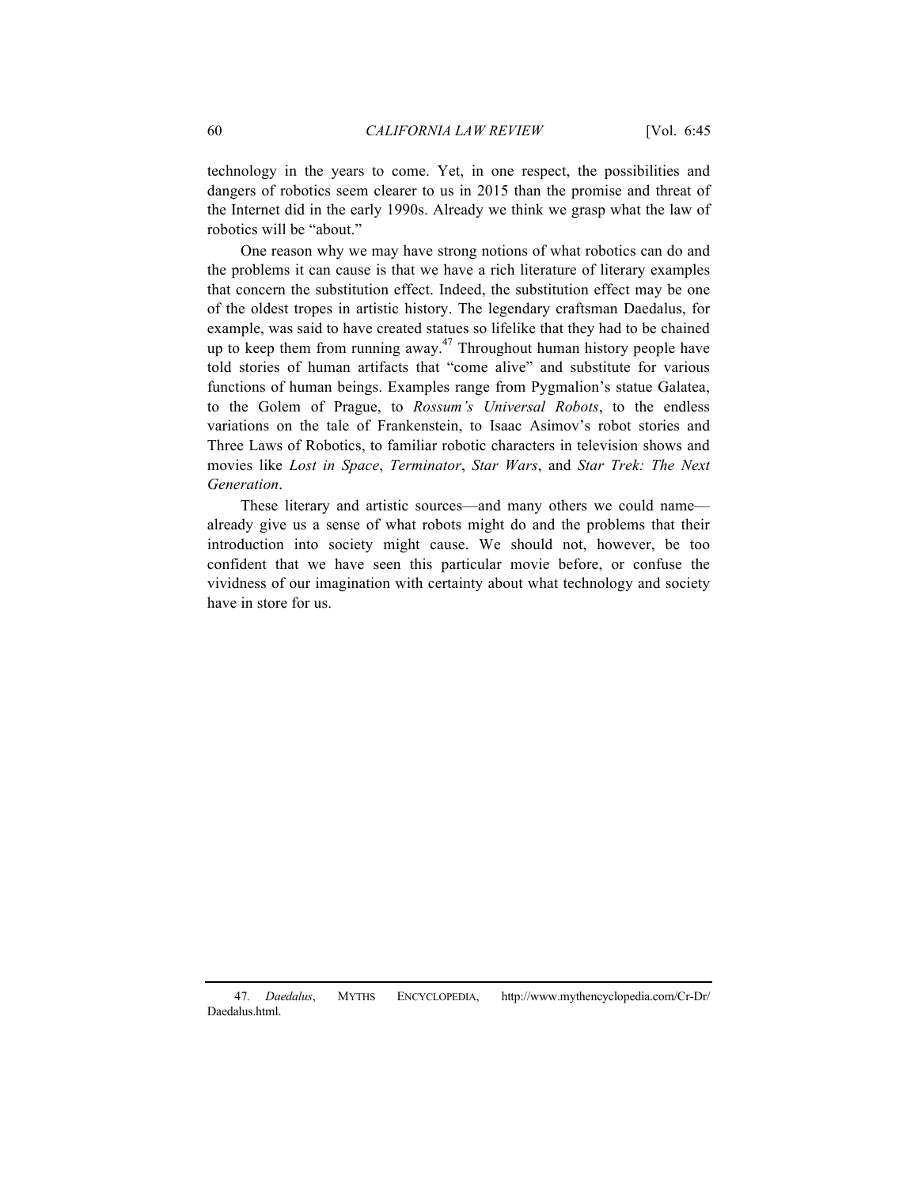technology in the years to come. Yet, in one respect, the possibilities and dangers of robotics seem clearer to us in 2015 than the promise and threat of the Internet did in the early 1990s. Already we think we grasp what the law of robotics will be "about."

One reason why we may have strong notions of what robotics can do and the problems it can cause is that we have a rich literature of literary examples that concern the substitution effect. Indeed, the substitution effect may be one of the oldest tropes in artistic history. The legendary craftsman Daedalus, for example, was said to have created statues so lifelike that they had to be chained up to keep them from running away.[47] Throughout human history people have told stories of human artifacts that "come alive" and substitute for various functions of human beings. Examples range from Pygmalion's statue Galatea, to the Golem of Prague, to *Rossum's Universal Robots*, to the endless variations on the tale of Frankenstein, to Isaac Asimov's robot stories and Three Laws of Robotics, to familiar robotic characters in television shows and movies like *Lost in Space*, *Terminator*, *Star Wars*, and *Star Trek: The Next Generation*.

These literary and artistic sources—and many others we could name—already give us a sense of what robots might do and the problems that their introduction into society might cause. We should not, however, be too confident that we have seen this particular movie before, or confuse the vividness of our imagination with certainty about what technology and society have in store for us.

---

47. *Daedalus*, MYTHS ENCYCLOPEDIA, http://www.mythencyclopedia.com/Cr-Dr/Daedalus.html.